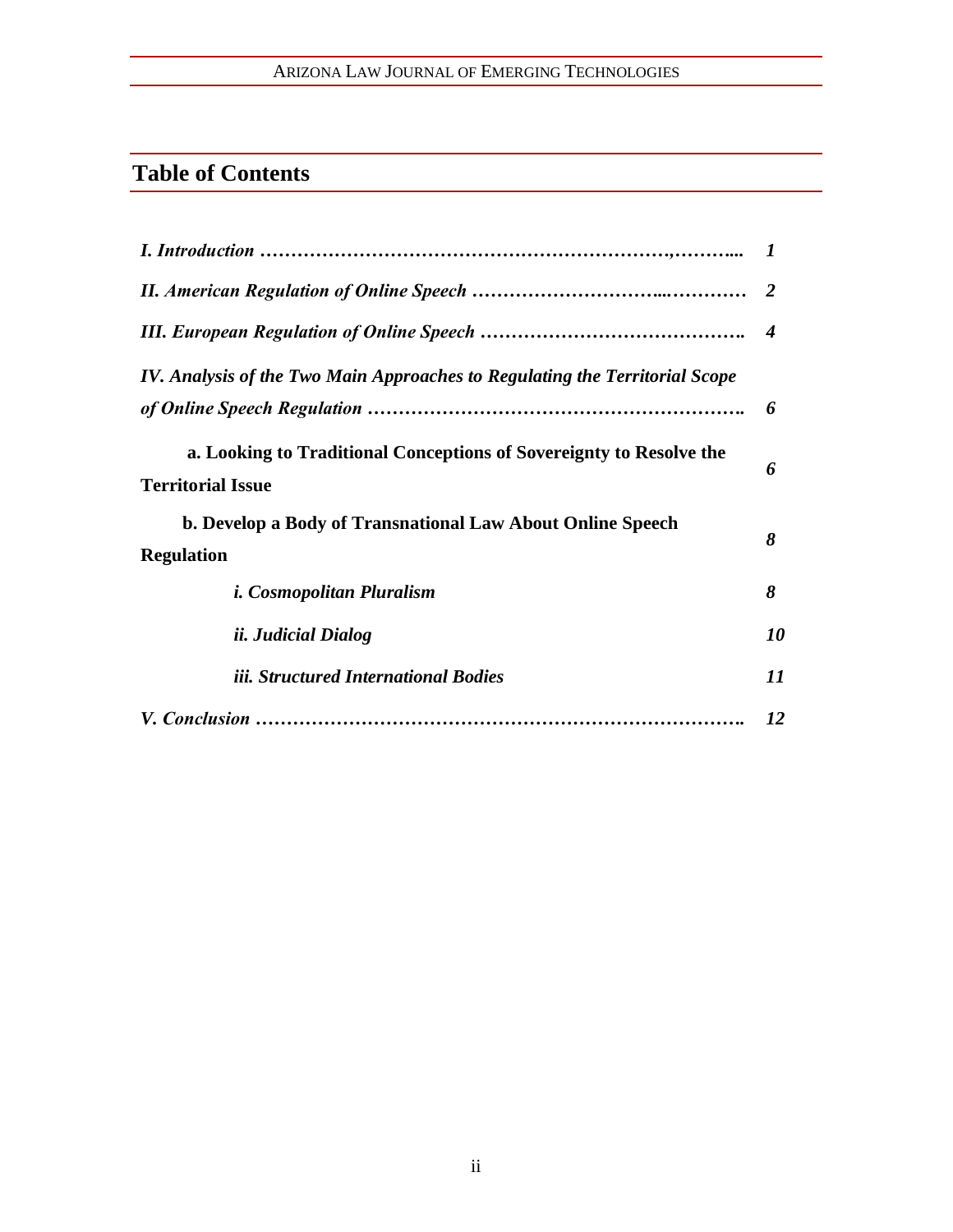## Table of Contents

| | |
|---|---|
| ***I. Introduction ………………………………………………………,………...*** | ***1*** |
| ***II. American Regulation of Online Speech ………………………...…………*** | ***2*** |
| ***III. European Regulation of Online Speech …………………………………….*** | ***4*** |
| ***IV. Analysis of the Two Main Approaches to Regulating the Territorial Scope of Online Speech Regulation …………………………………………………….*** | ***6*** |
| **a. Looking to Traditional Conceptions of Sovereignty to Resolve the Territorial Issue** | ***6*** |
| **b. Develop a Body of Transnational Law About Online Speech Regulation** | ***8*** |
| ***i. Cosmopolitan Pluralism*** | ***8*** |
| ***ii. Judicial Dialog*** | ***10*** |
| ***iii. Structured International Bodies*** | ***11*** |
| ***V. Conclusion …………………………………………………………………….*** | ***12*** |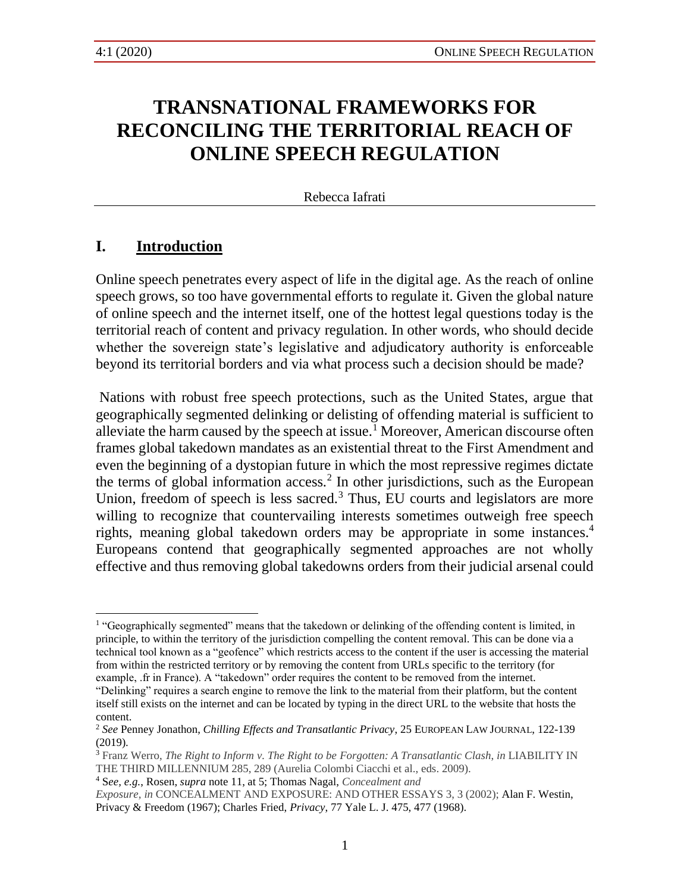# TRANSNATIONAL FRAMEWORKS FOR RECONCILING THE TERRITORIAL REACH OF ONLINE SPEECH REGULATION

Rebecca Iafrati

## I. Introduction

Online speech penetrates every aspect of life in the digital age. As the reach of online speech grows, so too have governmental efforts to regulate it. Given the global nature of online speech and the internet itself, one of the hottest legal questions today is the territorial reach of content and privacy regulation. In other words, who should decide whether the sovereign state's legislative and adjudicatory authority is enforceable beyond its territorial borders and via what process such a decision should be made?

Nations with robust free speech protections, such as the United States, argue that geographically segmented delinking or delisting of offending material is sufficient to alleviate the harm caused by the speech at issue.[1] Moreover, American discourse often frames global takedown mandates as an existential threat to the First Amendment and even the beginning of a dystopian future in which the most repressive regimes dictate the terms of global information access.[2] In other jurisdictions, such as the European Union, freedom of speech is less sacred.[3] Thus, EU courts and legislators are more willing to recognize that countervailing interests sometimes outweigh free speech rights, meaning global takedown orders may be appropriate in some instances.[4] Europeans contend that geographically segmented approaches are not wholly effective and thus removing global takedowns orders from their judicial arsenal could

---

[1] "Geographically segmented" means that the takedown or delinking of the offending content is limited, in principle, to within the territory of the jurisdiction compelling the content removal. This can be done via a technical tool known as a "geofence" which restricts access to the content if the user is accessing the material from within the restricted territory or by removing the content from URLs specific to the territory (for example, .fr in France). A "takedown" order requires the content to be removed from the internet. "Delinking" requires a search engine to remove the link to the material from their platform, but the content itself still exists on the internet and can be located by typing in the direct URL to the website that hosts the content.

[2] *See* Penney Jonathon, *Chilling Effects and Transatlantic Privacy*, 25 EUROPEAN LAW JOURNAL, 122-139 (2019).

[3] Franz Werro, *The Right to Inform v. The Right to be Forgotten: A Transatlantic Clash, in* LIABILITY IN THE THIRD MILLENNIUM 285, 289 (Aurelia Colombi Ciacchi et al., eds. 2009).

[4] S*ee, e.g.*, Rosen, *supra* note 11, at 5; Thomas Nagal, *Concealment and Exposure, in* CONCEALMENT AND EXPOSURE: AND OTHER ESSAYS 3, 3 (2002); Alan F. Westin, Privacy & Freedom (1967); Charles Fried, *Privacy*, 77 Yale L. J. 475, 477 (1968).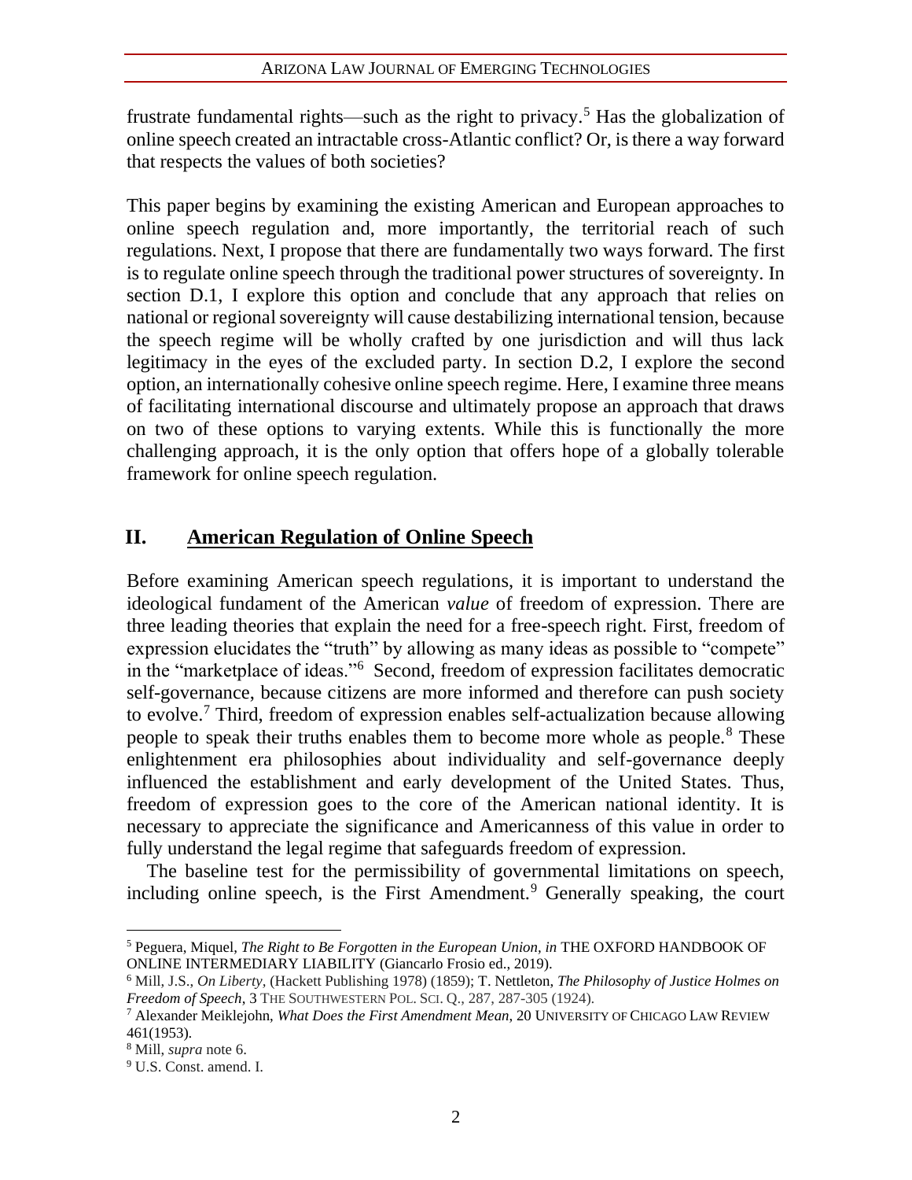frustrate fundamental rights—such as the right to privacy.[5] Has the globalization of online speech created an intractable cross-Atlantic conflict? Or, is there a way forward that respects the values of both societies?

This paper begins by examining the existing American and European approaches to online speech regulation and, more importantly, the territorial reach of such regulations. Next, I propose that there are fundamentally two ways forward. The first is to regulate online speech through the traditional power structures of sovereignty. In section D.1, I explore this option and conclude that any approach that relies on national or regional sovereignty will cause destabilizing international tension, because the speech regime will be wholly crafted by one jurisdiction and will thus lack legitimacy in the eyes of the excluded party. In section D.2, I explore the second option, an internationally cohesive online speech regime. Here, I examine three means of facilitating international discourse and ultimately propose an approach that draws on two of these options to varying extents. While this is functionally the more challenging approach, it is the only option that offers hope of a globally tolerable framework for online speech regulation.

## II. American Regulation of Online Speech

Before examining American speech regulations, it is important to understand the ideological fundament of the American *value* of freedom of expression. There are three leading theories that explain the need for a free-speech right. First, freedom of expression elucidates the "truth" by allowing as many ideas as possible to "compete" in the "marketplace of ideas."[6] Second, freedom of expression facilitates democratic self-governance, because citizens are more informed and therefore can push society to evolve.[7] Third, freedom of expression enables self-actualization because allowing people to speak their truths enables them to become more whole as people.[8] These enlightenment era philosophies about individuality and self-governance deeply influenced the establishment and early development of the United States. Thus, freedom of expression goes to the core of the American national identity. It is necessary to appreciate the significance and Americanness of this value in order to fully understand the legal regime that safeguards freedom of expression.

The baseline test for the permissibility of governmental limitations on speech, including online speech, is the First Amendment.[9] Generally speaking, the court

---

[5] Peguera, Miquel, *The Right to Be Forgotten in the European Union, in* THE OXFORD HANDBOOK OF ONLINE INTERMEDIARY LIABILITY (Giancarlo Frosio ed., 2019).

[6] Mill, J.S., *On Liberty*, (Hackett Publishing 1978) (1859); T. Nettleton, *The Philosophy of Justice Holmes on Freedom of Speech*, 3 THE SOUTHWESTERN POL. SCI. Q., 287, 287-305 (1924).

[7] Alexander Meiklejohn, *What Does the First Amendment Mean*, 20 UNIVERSITY OF CHICAGO LAW REVIEW 461(1953).

[8] Mill, *supra* note 6.

[9] U.S. Const. amend. I.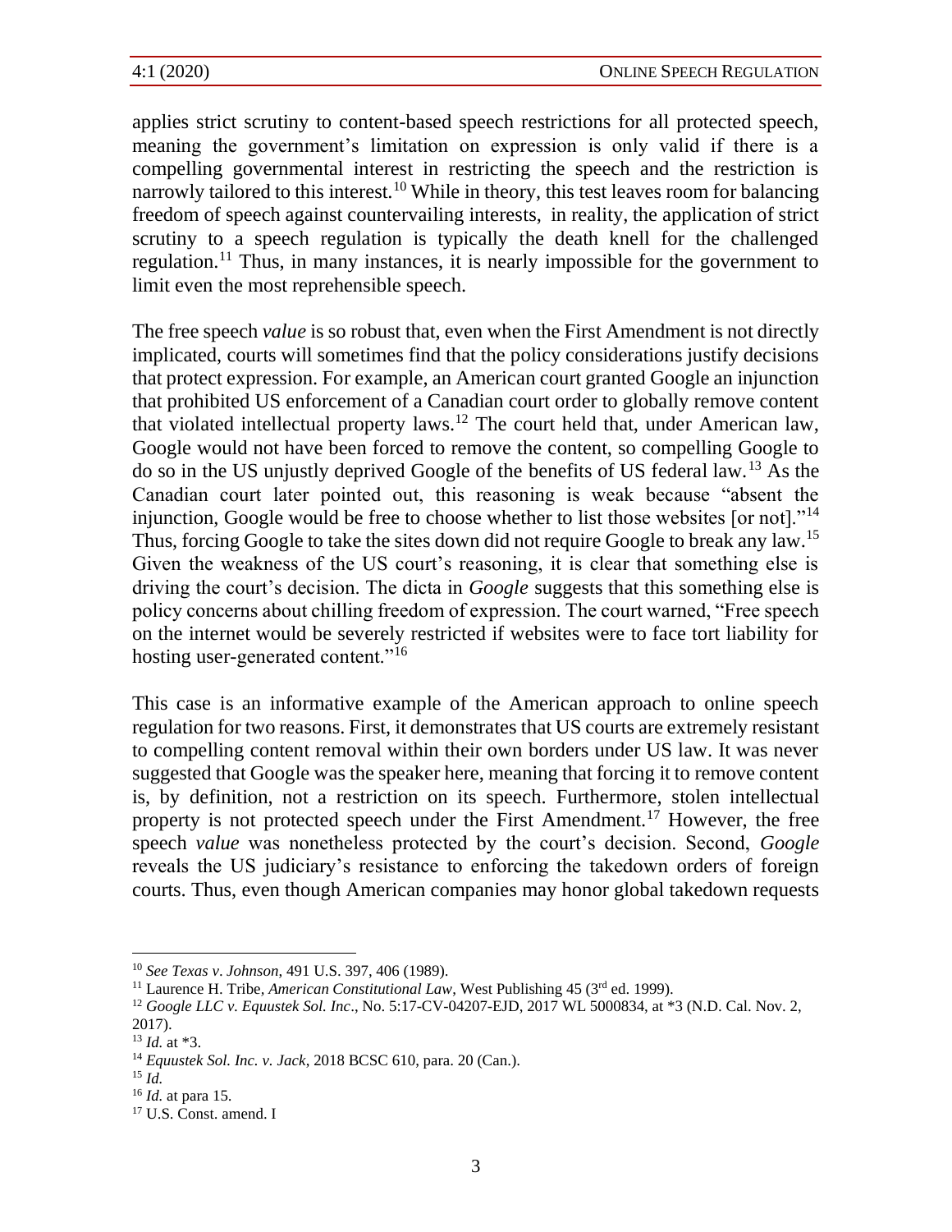applies strict scrutiny to content-based speech restrictions for all protected speech, meaning the government's limitation on expression is only valid if there is a compelling governmental interest in restricting the speech and the restriction is narrowly tailored to this interest.[10] While in theory, this test leaves room for balancing freedom of speech against countervailing interests, in reality, the application of strict scrutiny to a speech regulation is typically the death knell for the challenged regulation.[11] Thus, in many instances, it is nearly impossible for the government to limit even the most reprehensible speech.

The free speech *value* is so robust that, even when the First Amendment is not directly implicated, courts will sometimes find that the policy considerations justify decisions that protect expression. For example, an American court granted Google an injunction that prohibited US enforcement of a Canadian court order to globally remove content that violated intellectual property laws.[12] The court held that, under American law, Google would not have been forced to remove the content, so compelling Google to do so in the US unjustly deprived Google of the benefits of US federal law.[13] As the Canadian court later pointed out, this reasoning is weak because "absent the injunction, Google would be free to choose whether to list those websites [or not]."[14] Thus, forcing Google to take the sites down did not require Google to break any law.[15] Given the weakness of the US court's reasoning, it is clear that something else is driving the court's decision. The dicta in *Google* suggests that this something else is policy concerns about chilling freedom of expression. The court warned, "Free speech on the internet would be severely restricted if websites were to face tort liability for hosting user-generated content."[16]

This case is an informative example of the American approach to online speech regulation for two reasons. First, it demonstrates that US courts are extremely resistant to compelling content removal within their own borders under US law. It was never suggested that Google was the speaker here, meaning that forcing it to remove content is, by definition, not a restriction on its speech. Furthermore, stolen intellectual property is not protected speech under the First Amendment.[17] However, the free speech *value* was nonetheless protected by the court's decision. Second, *Google* reveals the US judiciary's resistance to enforcing the takedown orders of foreign courts. Thus, even though American companies may honor global takedown requests

---

[10] *See Texas v. Johnson*, 491 U.S. 397, 406 (1989).

[11] Laurence H. Tribe, *American Constitutional Law*, West Publishing 45 (3rd ed. 1999).

[12] *Google LLC v. Equustek Sol. Inc*., No. 5:17-CV-04207-EJD, 2017 WL 5000834, at *3 (N.D. Cal. Nov. 2, 2017).

[13] *Id.* at *3.

[14] *Equustek Sol. Inc. v. Jack*, 2018 BCSC 610, para. 20 (Can.).

[15] *Id.*

[16] *Id.* at para 15.

[17] U.S. Const. amend. I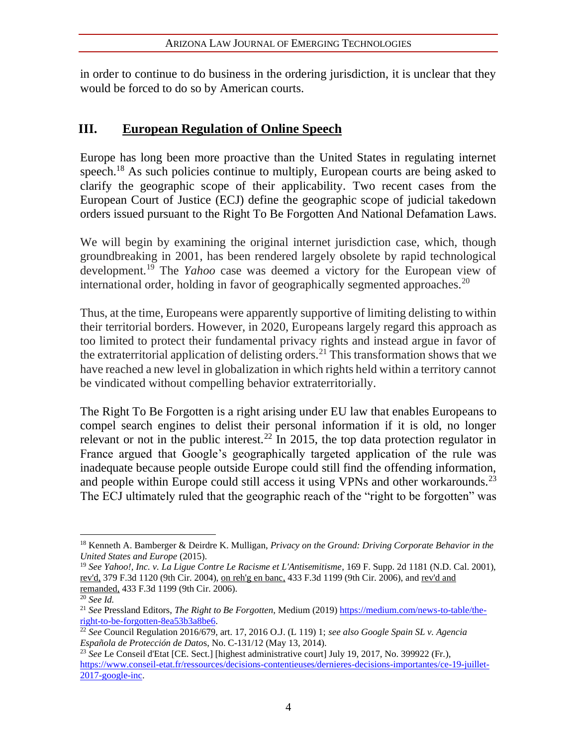in order to continue to do business in the ordering jurisdiction, it is unclear that they would be forced to do so by American courts.

## III. European Regulation of Online Speech

Europe has long been more proactive than the United States in regulating internet speech.[18] As such policies continue to multiply, European courts are being asked to clarify the geographic scope of their applicability. Two recent cases from the European Court of Justice (ECJ) define the geographic scope of judicial takedown orders issued pursuant to the Right To Be Forgotten And National Defamation Laws.

We will begin by examining the original internet jurisdiction case, which, though groundbreaking in 2001, has been rendered largely obsolete by rapid technological development.[19] The *Yahoo* case was deemed a victory for the European view of international order, holding in favor of geographically segmented approaches.[20]

Thus, at the time, Europeans were apparently supportive of limiting delisting to within their territorial borders. However, in 2020, Europeans largely regard this approach as too limited to protect their fundamental privacy rights and instead argue in favor of the extraterritorial application of delisting orders.[21] This transformation shows that we have reached a new level in globalization in which rights held within a territory cannot be vindicated without compelling behavior extraterritorially.

The Right To Be Forgotten is a right arising under EU law that enables Europeans to compel search engines to delist their personal information if it is old, no longer relevant or not in the public interest.[22] In 2015, the top data protection regulator in France argued that Google's geographically targeted application of the rule was inadequate because people outside Europe could still find the offending information, and people within Europe could still access it using VPNs and other workarounds.[23] The ECJ ultimately ruled that the geographic reach of the "right to be forgotten" was

---

[18] Kenneth A. Bamberger & Deirdre K. Mulligan, *Privacy on the Ground: Driving Corporate Behavior in the United States and Europe* (2015).

[19] *See Yahoo!, Inc. v. La Ligue Contre Le Racisme et L'Antisemitisme*, 169 F. Supp. 2d 1181 (N.D. Cal. 2001), rev'd, 379 F.3d 1120 (9th Cir. 2004), on reh'g en banc, 433 F.3d 1199 (9th Cir. 2006), and rev'd and remanded, 433 F.3d 1199 (9th Cir. 2006).

[20] *See Id.*

[21] *See* Pressland Editors, *The Right to Be Forgotten*, Medium (2019) https://medium.com/news-to-table/the-right-to-be-forgotten-8ea53b3a8be6.

[22] *See* Council Regulation 2016/679, art. 17, 2016 O.J. (L 119) 1; *see also Google Spain SL v. Agencia Española de Protección de Datos*, No. C-131/12 (May 13, 2014).

[23] *See* Le Conseil d'Etat [CE. Sect.] [highest administrative court] July 19, 2017, No. 399922 (Fr.), https://www.conseil-etat.fr/ressources/decisions-contentieuses/dernieres-decisions-importantes/ce-19-juillet-2017-google-inc.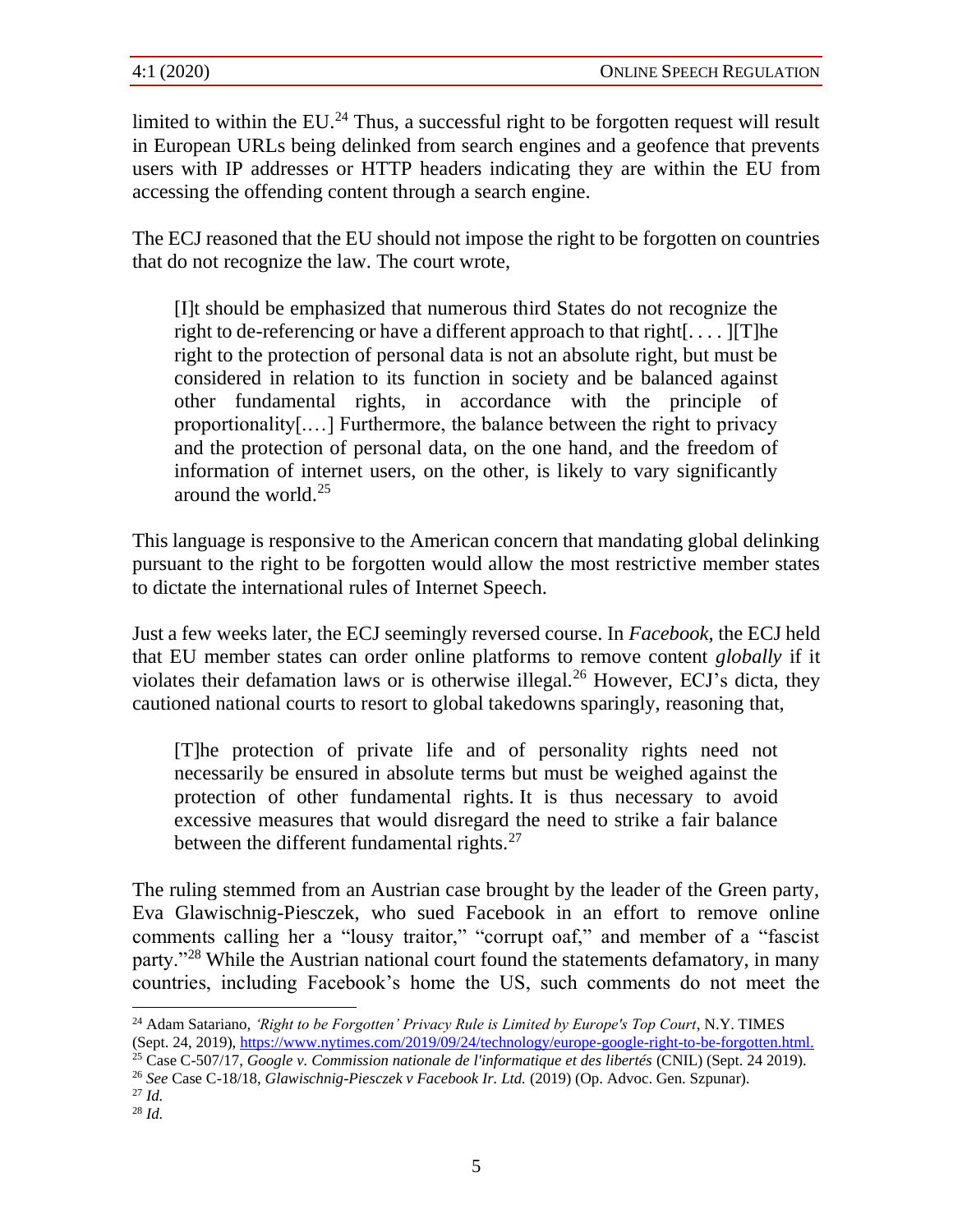limited to within the EU.[24] Thus, a successful right to be forgotten request will result in European URLs being delinked from search engines and a geofence that prevents users with IP addresses or HTTP headers indicating they are within the EU from accessing the offending content through a search engine.

The ECJ reasoned that the EU should not impose the right to be forgotten on countries that do not recognize the law. The court wrote,

> [I]t should be emphasized that numerous third States do not recognize the right to de-referencing or have a different approach to that right[. . . . ][T]he right to the protection of personal data is not an absolute right, but must be considered in relation to its function in society and be balanced against other fundamental rights, in accordance with the principle of proportionality[.…] Furthermore, the balance between the right to privacy and the protection of personal data, on the one hand, and the freedom of information of internet users, on the other, is likely to vary significantly around the world.[25]

This language is responsive to the American concern that mandating global delinking pursuant to the right to be forgotten would allow the most restrictive member states to dictate the international rules of Internet Speech.

Just a few weeks later, the ECJ seemingly reversed course. In *Facebook*, the ECJ held that EU member states can order online platforms to remove content *globally* if it violates their defamation laws or is otherwise illegal.[26] However, ECJ's dicta, they cautioned national courts to resort to global takedowns sparingly, reasoning that,

> [T]he protection of private life and of personality rights need not necessarily be ensured in absolute terms but must be weighed against the protection of other fundamental rights. It is thus necessary to avoid excessive measures that would disregard the need to strike a fair balance between the different fundamental rights.[27]

The ruling stemmed from an Austrian case brought by the leader of the Green party, Eva Glawischnig-Piesczek, who sued Facebook in an effort to remove online comments calling her a "lousy traitor," "corrupt oaf," and member of a "fascist party."[28] While the Austrian national court found the statements defamatory, in many countries, including Facebook's home the US, such comments do not meet the

---

[24] Adam Satariano, *'Right to be Forgotten' Privacy Rule is Limited by Europe's Top Court*, N.Y. TIMES (Sept. 24, 2019), https://www.nytimes.com/2019/09/24/technology/europe-google-right-to-be-forgotten.html.

[25] Case C-507/17, *Google v. Commission nationale de l'informatique et des libertés* (CNIL) (Sept. 24 2019).

[26] *See* Case C-18/18, *Glawischnig-Piesczek v Facebook Ir. Ltd.* (2019) (Op. Advoc. Gen. Szpunar).

[27] *Id.*

[28] *Id.*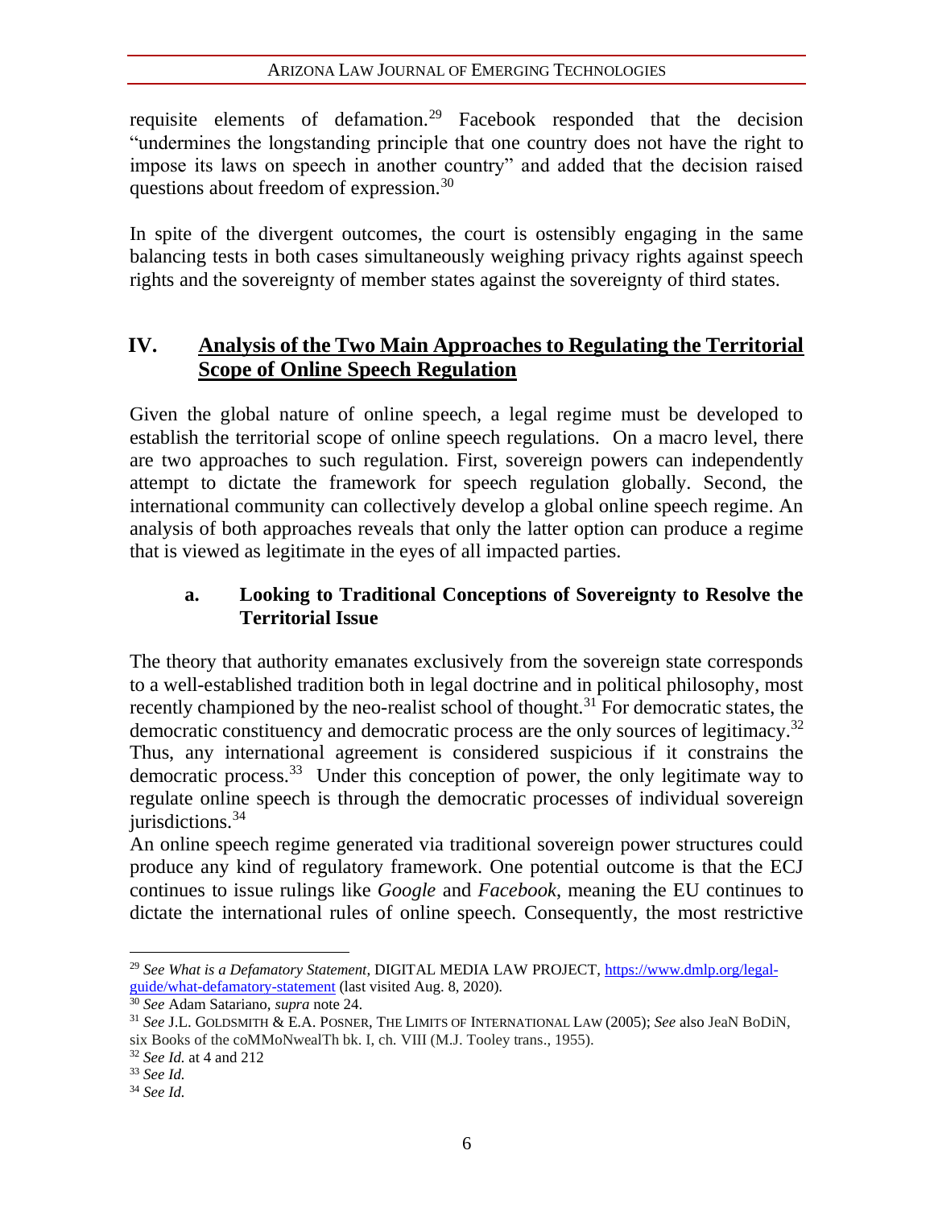requisite elements of defamation.[29] Facebook responded that the decision "undermines the longstanding principle that one country does not have the right to impose its laws on speech in another country" and added that the decision raised questions about freedom of expression.[30]

In spite of the divergent outcomes, the court is ostensibly engaging in the same balancing tests in both cases simultaneously weighing privacy rights against speech rights and the sovereignty of member states against the sovereignty of third states.

## IV. Analysis of the Two Main Approaches to Regulating the Territorial Scope of Online Speech Regulation

Given the global nature of online speech, a legal regime must be developed to establish the territorial scope of online speech regulations. On a macro level, there are two approaches to such regulation. First, sovereign powers can independently attempt to dictate the framework for speech regulation globally. Second, the international community can collectively develop a global online speech regime. An analysis of both approaches reveals that only the latter option can produce a regime that is viewed as legitimate in the eyes of all impacted parties.

### a. Looking to Traditional Conceptions of Sovereignty to Resolve the Territorial Issue

The theory that authority emanates exclusively from the sovereign state corresponds to a well-established tradition both in legal doctrine and in political philosophy, most recently championed by the neo-realist school of thought.[31] For democratic states, the democratic constituency and democratic process are the only sources of legitimacy.[32] Thus, any international agreement is considered suspicious if it constrains the democratic process.[33] Under this conception of power, the only legitimate way to regulate online speech is through the democratic processes of individual sovereign jurisdictions.[34]

An online speech regime generated via traditional sovereign power structures could produce any kind of regulatory framework. One potential outcome is that the ECJ continues to issue rulings like *Google* and *Facebook*, meaning the EU continues to dictate the international rules of online speech. Consequently, the most restrictive

---

[29] *See What is a Defamatory Statement*, DIGITAL MEDIA LAW PROJECT, https://www.dmlp.org/legal-guide/what-defamatory-statement (last visited Aug. 8, 2020).

[30] *See* Adam Satariano, *supra* note 24.

[31] *See* J.L. GOLDSMITH & E.A. POSNER, THE LIMITS OF INTERNATIONAL LAW (2005); *See* also JeaN BoDiN, six Books of the coMMoNwealTh bk. I, ch. VIII (M.J. Tooley trans., 1955).

[32] *See Id.* at 4 and 212

[33] *See Id.*

[34] *See Id.*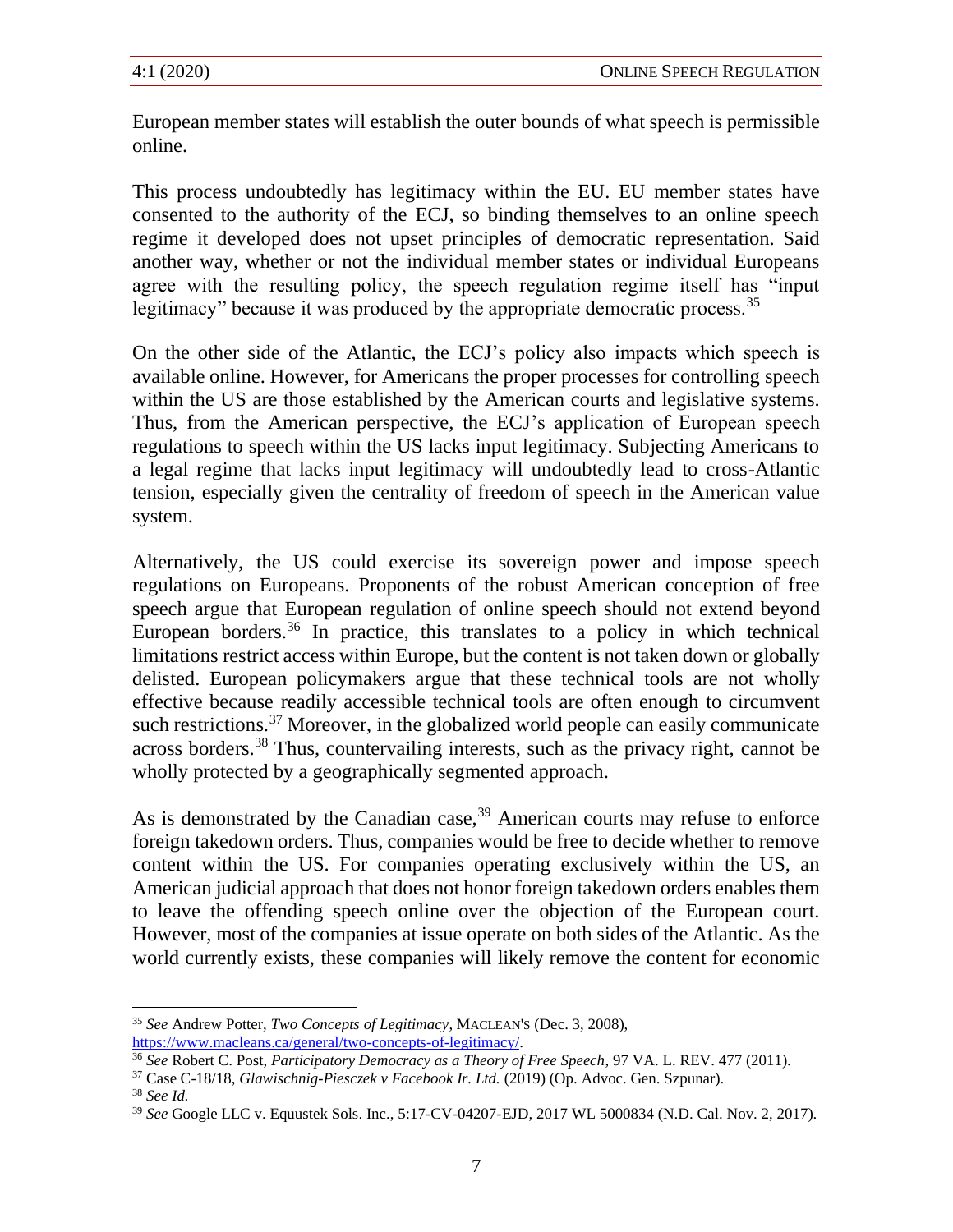European member states will establish the outer bounds of what speech is permissible online.

This process undoubtedly has legitimacy within the EU. EU member states have consented to the authority of the ECJ, so binding themselves to an online speech regime it developed does not upset principles of democratic representation. Said another way, whether or not the individual member states or individual Europeans agree with the resulting policy, the speech regulation regime itself has "input legitimacy" because it was produced by the appropriate democratic process.[35]

On the other side of the Atlantic, the ECJ's policy also impacts which speech is available online. However, for Americans the proper processes for controlling speech within the US are those established by the American courts and legislative systems. Thus, from the American perspective, the ECJ's application of European speech regulations to speech within the US lacks input legitimacy. Subjecting Americans to a legal regime that lacks input legitimacy will undoubtedly lead to cross-Atlantic tension, especially given the centrality of freedom of speech in the American value system.

Alternatively, the US could exercise its sovereign power and impose speech regulations on Europeans. Proponents of the robust American conception of free speech argue that European regulation of online speech should not extend beyond European borders.[36] In practice, this translates to a policy in which technical limitations restrict access within Europe, but the content is not taken down or globally delisted. European policymakers argue that these technical tools are not wholly effective because readily accessible technical tools are often enough to circumvent such restrictions.[37] Moreover, in the globalized world people can easily communicate across borders.[38] Thus, countervailing interests, such as the privacy right, cannot be wholly protected by a geographically segmented approach.

As is demonstrated by the Canadian case,[39] American courts may refuse to enforce foreign takedown orders. Thus, companies would be free to decide whether to remove content within the US. For companies operating exclusively within the US, an American judicial approach that does not honor foreign takedown orders enables them to leave the offending speech online over the objection of the European court. However, most of the companies at issue operate on both sides of the Atlantic. As the world currently exists, these companies will likely remove the content for economic

---

[35] *See* Andrew Potter, *Two Concepts of Legitimacy*, MACLEAN'S (Dec. 3, 2008), https://www.macleans.ca/general/two-concepts-of-legitimacy/.

[36] *See* Robert C. Post, *Participatory Democracy as a Theory of Free Speech*, 97 VA. L. REV. 477 (2011).

[37] Case C-18/18, *Glawischnig-Piesczek v Facebook Ir. Ltd.* (2019) (Op. Advoc. Gen. Szpunar).

[38] *See Id.*

[39] *See* Google LLC v. Equustek Sols. Inc., 5:17-CV-04207-EJD, 2017 WL 5000834 (N.D. Cal. Nov. 2, 2017).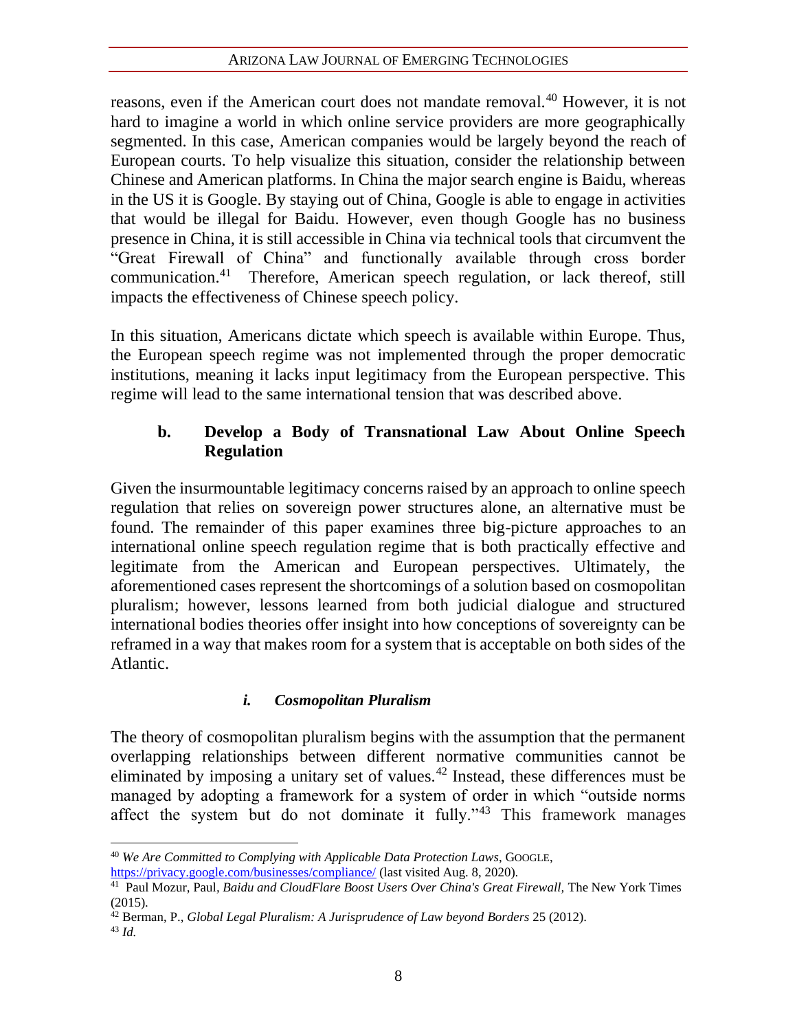reasons, even if the American court does not mandate removal.[40] However, it is not hard to imagine a world in which online service providers are more geographically segmented. In this case, American companies would be largely beyond the reach of European courts. To help visualize this situation, consider the relationship between Chinese and American platforms. In China the major search engine is Baidu, whereas in the US it is Google. By staying out of China, Google is able to engage in activities that would be illegal for Baidu. However, even though Google has no business presence in China, it is still accessible in China via technical tools that circumvent the "Great Firewall of China" and functionally available through cross border communication.[41] Therefore, American speech regulation, or lack thereof, still impacts the effectiveness of Chinese speech policy.

In this situation, Americans dictate which speech is available within Europe. Thus, the European speech regime was not implemented through the proper democratic institutions, meaning it lacks input legitimacy from the European perspective. This regime will lead to the same international tension that was described above.

### b. Develop a Body of Transnational Law About Online Speech Regulation

Given the insurmountable legitimacy concerns raised by an approach to online speech regulation that relies on sovereign power structures alone, an alternative must be found. The remainder of this paper examines three big-picture approaches to an international online speech regulation regime that is both practically effective and legitimate from the American and European perspectives. Ultimately, the aforementioned cases represent the shortcomings of a solution based on cosmopolitan pluralism; however, lessons learned from both judicial dialogue and structured international bodies theories offer insight into how conceptions of sovereignty can be reframed in a way that makes room for a system that is acceptable on both sides of the Atlantic.

#### *i. Cosmopolitan Pluralism*

The theory of cosmopolitan pluralism begins with the assumption that the permanent overlapping relationships between different normative communities cannot be eliminated by imposing a unitary set of values.[42] Instead, these differences must be managed by adopting a framework for a system of order in which "outside norms affect the system but do not dominate it fully."[43] This framework manages

---

[40] *We Are Committed to Complying with Applicable Data Protection Laws*, GOOGLE, https://privacy.google.com/businesses/compliance/ (last visited Aug. 8, 2020).

[41] Paul Mozur, Paul, *Baidu and CloudFlare Boost Users Over China's Great Firewall,* The New York Times (2015).

[42] Berman, P., *Global Legal Pluralism: A Jurisprudence of Law beyond Borders* 25 (2012).

[43] *Id.*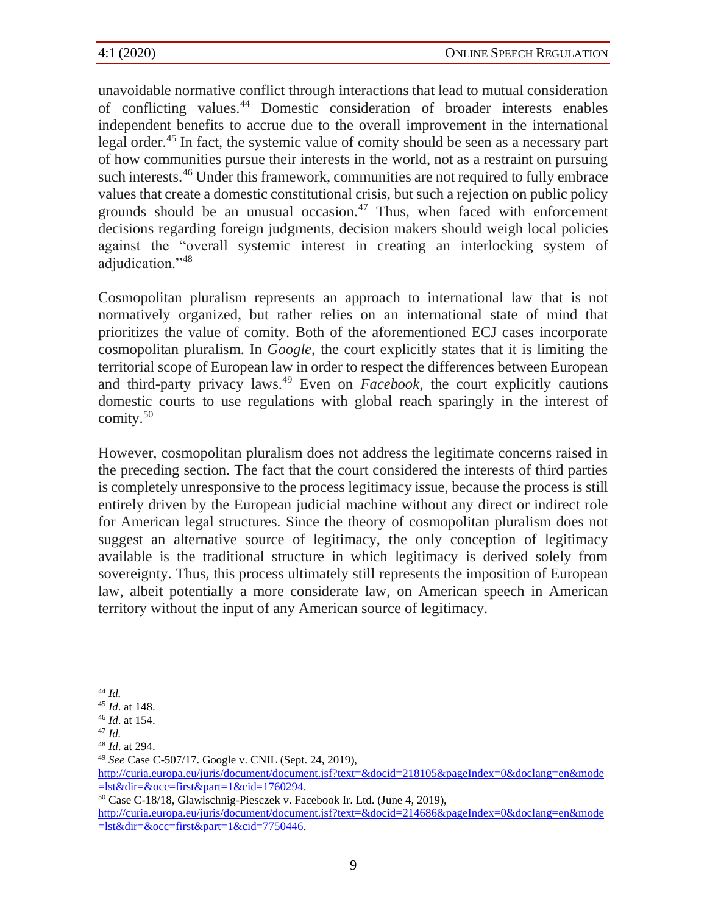unavoidable normative conflict through interactions that lead to mutual consideration of conflicting values.[44] Domestic consideration of broader interests enables independent benefits to accrue due to the overall improvement in the international legal order.[45] In fact, the systemic value of comity should be seen as a necessary part of how communities pursue their interests in the world, not as a restraint on pursuing such interests.[46] Under this framework, communities are not required to fully embrace values that create a domestic constitutional crisis, but such a rejection on public policy grounds should be an unusual occasion.[47] Thus, when faced with enforcement decisions regarding foreign judgments, decision makers should weigh local policies against the "overall systemic interest in creating an interlocking system of adjudication."[48]

Cosmopolitan pluralism represents an approach to international law that is not normatively organized, but rather relies on an international state of mind that prioritizes the value of comity. Both of the aforementioned ECJ cases incorporate cosmopolitan pluralism. In *Google*, the court explicitly states that it is limiting the territorial scope of European law in order to respect the differences between European and third-party privacy laws.[49] Even on *Facebook*, the court explicitly cautions domestic courts to use regulations with global reach sparingly in the interest of comity.[50]

However, cosmopolitan pluralism does not address the legitimate concerns raised in the preceding section. The fact that the court considered the interests of third parties is completely unresponsive to the process legitimacy issue, because the process is still entirely driven by the European judicial machine without any direct or indirect role for American legal structures. Since the theory of cosmopolitan pluralism does not suggest an alternative source of legitimacy, the only conception of legitimacy available is the traditional structure in which legitimacy is derived solely from sovereignty. Thus, this process ultimately still represents the imposition of European law, albeit potentially a more considerate law, on American speech in American territory without the input of any American source of legitimacy.

---

[44] *Id.*

[45] *Id*. at 148.

[46] *Id*. at 154.

[47] *Id.*

[48] *Id*. at 294.

[49] *See* Case C-507/17. Google v. CNIL (Sept. 24, 2019), http://curia.europa.eu/juris/document/document.jsf?text=&docid=218105&pageIndex=0&doclang=en&mode=lst&dir=&occ=first&part=1&cid=1760294.

[50] Case C-18/18, Glawischnig-Piesczek v. Facebook Ir. Ltd. (June 4, 2019), http://curia.europa.eu/juris/document/document.jsf?text=&docid=214686&pageIndex=0&doclang=en&mode=lst&dir=&occ=first&part=1&cid=7750446.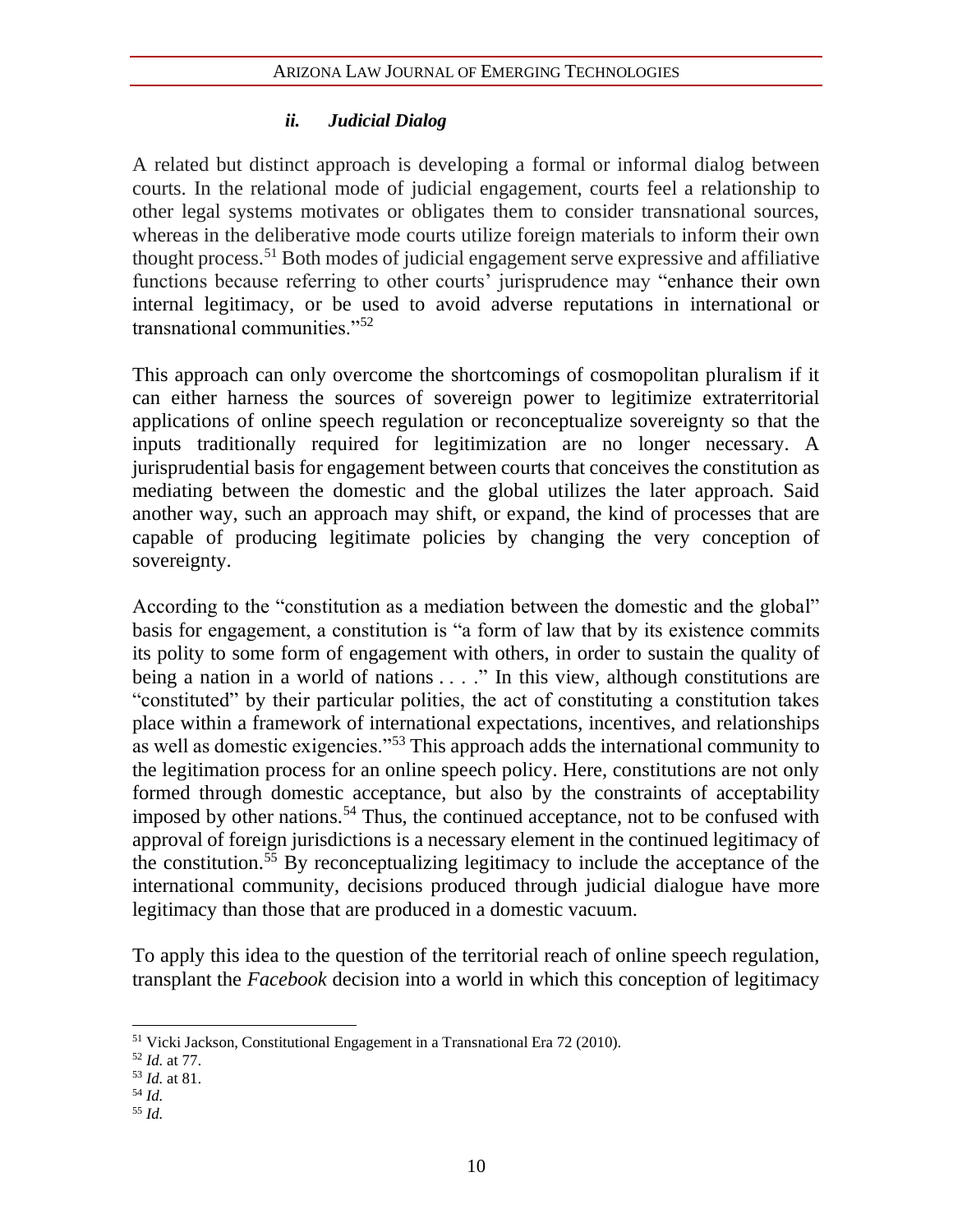### *ii. Judicial Dialog*

A related but distinct approach is developing a formal or informal dialog between courts. In the relational mode of judicial engagement, courts feel a relationship to other legal systems motivates or obligates them to consider transnational sources, whereas in the deliberative mode courts utilize foreign materials to inform their own thought process.[51] Both modes of judicial engagement serve expressive and affiliative functions because referring to other courts' jurisprudence may "enhance their own internal legitimacy, or be used to avoid adverse reputations in international or transnational communities."[52]

This approach can only overcome the shortcomings of cosmopolitan pluralism if it can either harness the sources of sovereign power to legitimize extraterritorial applications of online speech regulation or reconceptualize sovereignty so that the inputs traditionally required for legitimization are no longer necessary. A jurisprudential basis for engagement between courts that conceives the constitution as mediating between the domestic and the global utilizes the later approach. Said another way, such an approach may shift, or expand, the kind of processes that are capable of producing legitimate policies by changing the very conception of sovereignty.

According to the "constitution as a mediation between the domestic and the global" basis for engagement, a constitution is "a form of law that by its existence commits its polity to some form of engagement with others, in order to sustain the quality of being a nation in a world of nations . . . ." In this view, although constitutions are "constituted" by their particular polities, the act of constituting a constitution takes place within a framework of international expectations, incentives, and relationships as well as domestic exigencies."[53] This approach adds the international community to the legitimation process for an online speech policy. Here, constitutions are not only formed through domestic acceptance, but also by the constraints of acceptability imposed by other nations.[54] Thus, the continued acceptance, not to be confused with approval of foreign jurisdictions is a necessary element in the continued legitimacy of the constitution.[55] By reconceptualizing legitimacy to include the acceptance of the international community, decisions produced through judicial dialogue have more legitimacy than those that are produced in a domestic vacuum.

To apply this idea to the question of the territorial reach of online speech regulation, transplant the *Facebook* decision into a world in which this conception of legitimacy

---

[51] Vicki Jackson, Constitutional Engagement in a Transnational Era 72 (2010).

[52] *Id.* at 77.

[53] *Id.* at 81.

[54] *Id.*

[55] *Id.*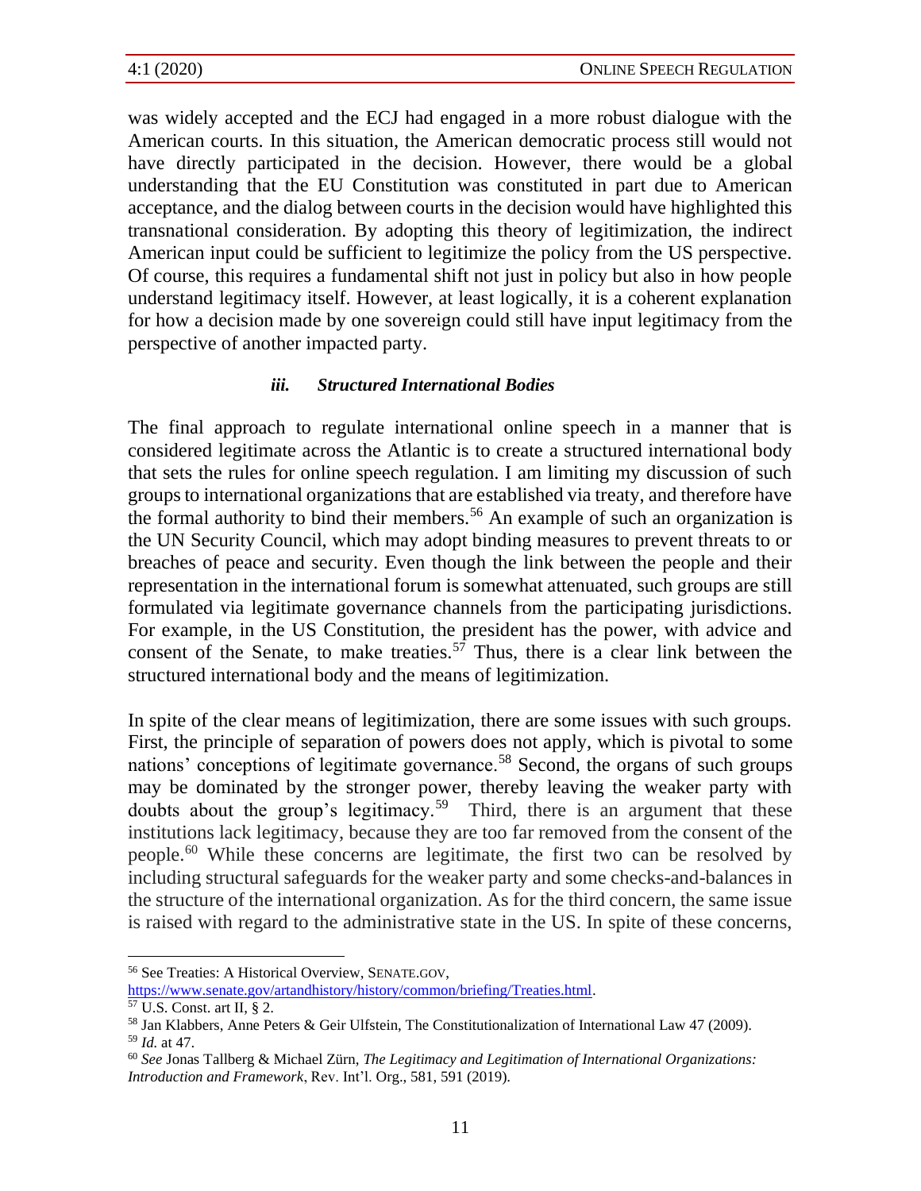was widely accepted and the ECJ had engaged in a more robust dialogue with the American courts. In this situation, the American democratic process still would not have directly participated in the decision. However, there would be a global understanding that the EU Constitution was constituted in part due to American acceptance, and the dialog between courts in the decision would have highlighted this transnational consideration. By adopting this theory of legitimization, the indirect American input could be sufficient to legitimize the policy from the US perspective. Of course, this requires a fundamental shift not just in policy but also in how people understand legitimacy itself. However, at least logically, it is a coherent explanation for how a decision made by one sovereign could still have input legitimacy from the perspective of another impacted party.

#### *iii. Structured International Bodies*

The final approach to regulate international online speech in a manner that is considered legitimate across the Atlantic is to create a structured international body that sets the rules for online speech regulation. I am limiting my discussion of such groups to international organizations that are established via treaty, and therefore have the formal authority to bind their members.[56] An example of such an organization is the UN Security Council, which may adopt binding measures to prevent threats to or breaches of peace and security. Even though the link between the people and their representation in the international forum is somewhat attenuated, such groups are still formulated via legitimate governance channels from the participating jurisdictions. For example, in the US Constitution, the president has the power, with advice and consent of the Senate, to make treaties.[57] Thus, there is a clear link between the structured international body and the means of legitimization.

In spite of the clear means of legitimization, there are some issues with such groups. First, the principle of separation of powers does not apply, which is pivotal to some nations' conceptions of legitimate governance.[58] Second, the organs of such groups may be dominated by the stronger power, thereby leaving the weaker party with doubts about the group's legitimacy.[59] Third, there is an argument that these institutions lack legitimacy, because they are too far removed from the consent of the people.[60] While these concerns are legitimate, the first two can be resolved by including structural safeguards for the weaker party and some checks-and-balances in the structure of the international organization. As for the third concern, the same issue is raised with regard to the administrative state in the US. In spite of these concerns,

---

[56] See Treaties: A Historical Overview, SENATE.GOV, https://www.senate.gov/artandhistory/history/common/briefing/Treaties.html.

[57] U.S. Const. art II, § 2.

[58] Jan Klabbers, Anne Peters & Geir Ulfstein, The Constitutionalization of International Law 47 (2009).

[59] *Id.* at 47.

[60] *See* Jonas Tallberg & Michael Zürn, *The Legitimacy and Legitimation of International Organizations: Introduction and Framework*, Rev. Int'l. Org., 581, 591 (2019).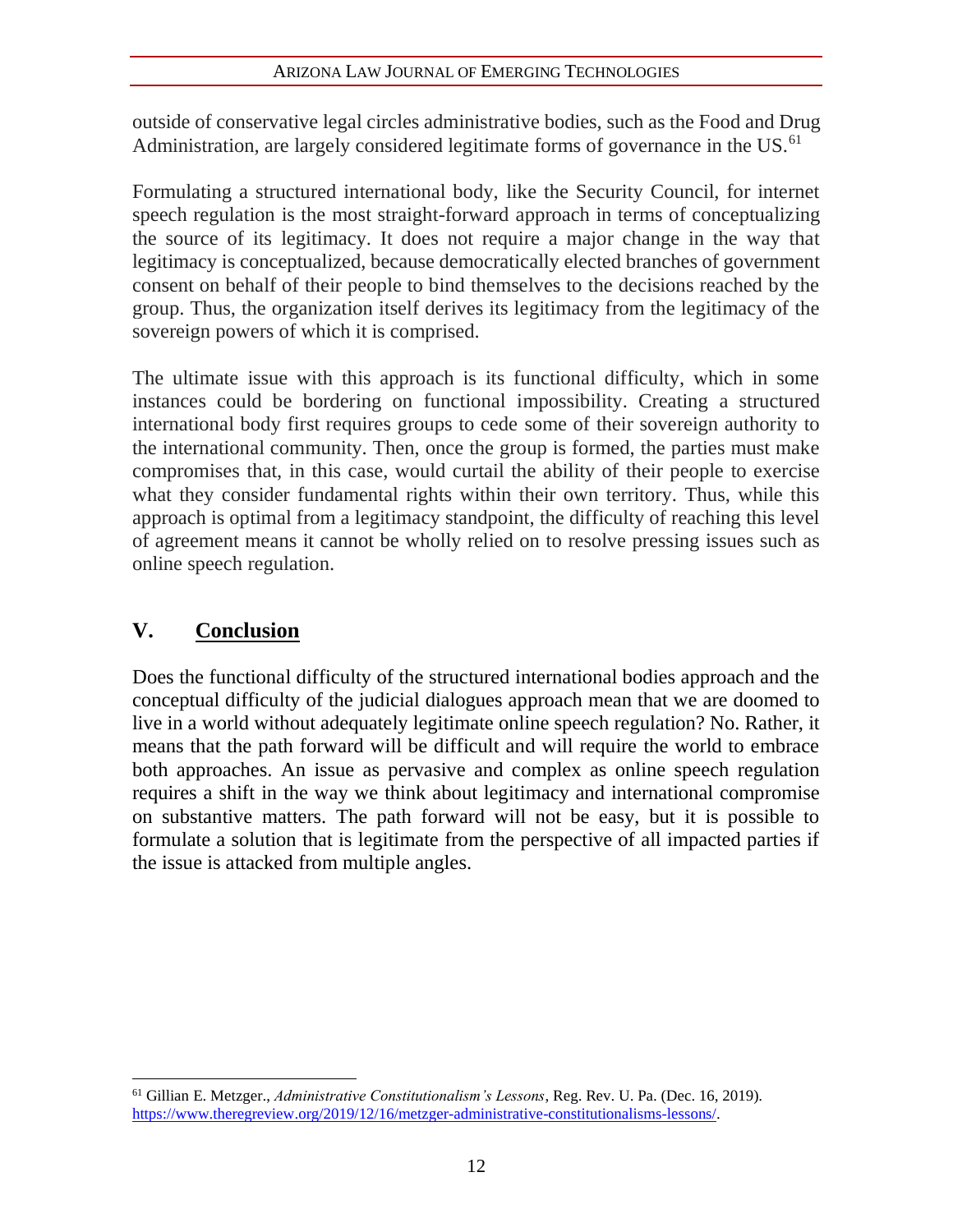outside of conservative legal circles administrative bodies, such as the Food and Drug Administration, are largely considered legitimate forms of governance in the US.[61]

Formulating a structured international body, like the Security Council, for internet speech regulation is the most straight-forward approach in terms of conceptualizing the source of its legitimacy. It does not require a major change in the way that legitimacy is conceptualized, because democratically elected branches of government consent on behalf of their people to bind themselves to the decisions reached by the group. Thus, the organization itself derives its legitimacy from the legitimacy of the sovereign powers of which it is comprised.

The ultimate issue with this approach is its functional difficulty, which in some instances could be bordering on functional impossibility. Creating a structured international body first requires groups to cede some of their sovereign authority to the international community. Then, once the group is formed, the parties must make compromises that, in this case, would curtail the ability of their people to exercise what they consider fundamental rights within their own territory. Thus, while this approach is optimal from a legitimacy standpoint, the difficulty of reaching this level of agreement means it cannot be wholly relied on to resolve pressing issues such as online speech regulation.

## V. Conclusion

Does the functional difficulty of the structured international bodies approach and the conceptual difficulty of the judicial dialogues approach mean that we are doomed to live in a world without adequately legitimate online speech regulation? No. Rather, it means that the path forward will be difficult and will require the world to embrace both approaches. An issue as pervasive and complex as online speech regulation requires a shift in the way we think about legitimacy and international compromise on substantive matters. The path forward will not be easy, but it is possible to formulate a solution that is legitimate from the perspective of all impacted parties if the issue is attacked from multiple angles.

---

[61] Gillian E. Metzger., *Administrative Constitutionalism's Lessons*, Reg. Rev. U. Pa. (Dec. 16, 2019). https://www.theregreview.org/2019/12/16/metzger-administrative-constitutionalisms-lessons/.